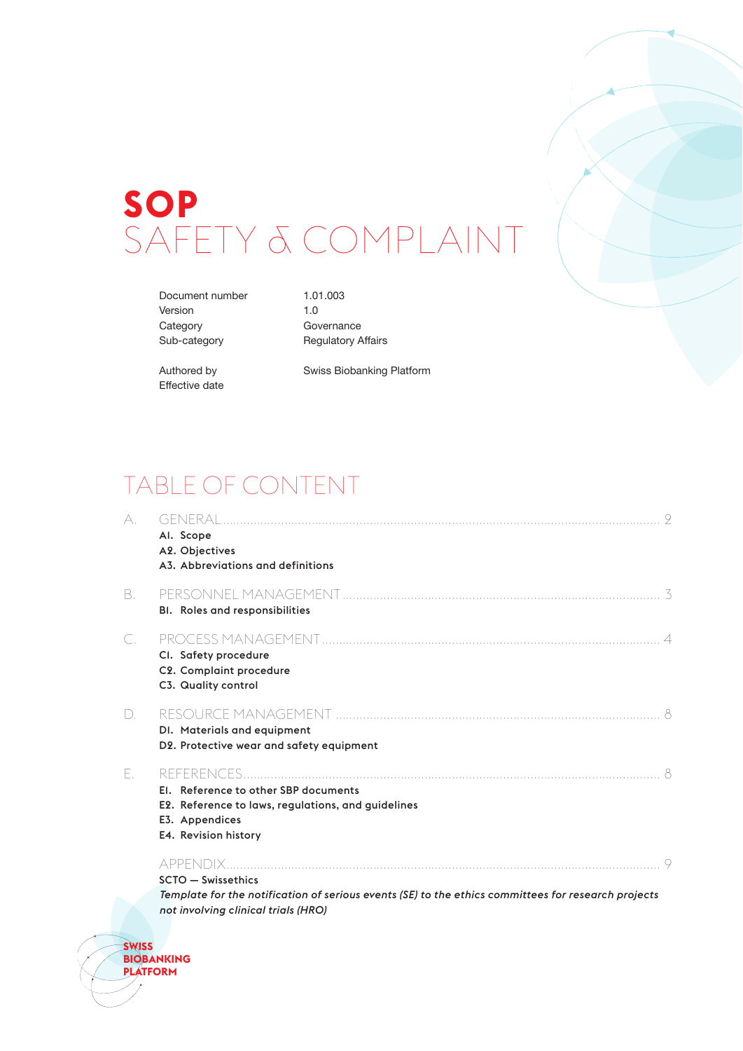# SOP
# SAFETY & COMPLAINT

| | |
|---|---|
| Document number | 1.01.003 |
| Version | 1.0 |
| Category | Governance |
| Sub-category | Regulatory Affairs |
| | |
| Authored by | Swiss Biobanking Platform |
| Effective date | |

## TABLE OF CONTENT

A. GENERAL .......... 2
- **A1. Scope**
- **A2. Objectives**
- **A3. Abbreviations and definitions**

B. PERSONNEL MANAGEMENT .......... 3
- **B1. Roles and responsibilities**

C. PROCESS MANAGEMENT .......... 4
- **C1. Safety procedure**
- **C2. Complaint procedure**
- **C3. Quality control**

D. RESOURCE MANAGEMENT .......... 8
- **D1. Materials and equipment**
- **D2. Protective wear and safety equipment**

E. REFERENCES .......... 8
- **E1. Reference to other SBP documents**
- **E2. Reference to laws, regulations, and guidelines**
- **E3. Appendices**
- **E4. Revision history**

APPENDIX .......... 9

**SCTO — Swissethics**

***Template for the notification of serious events (SE) to the ethics committees for research projects not involving clinical trials (HRO)***

**SWISS BIOBANKING PLATFORM**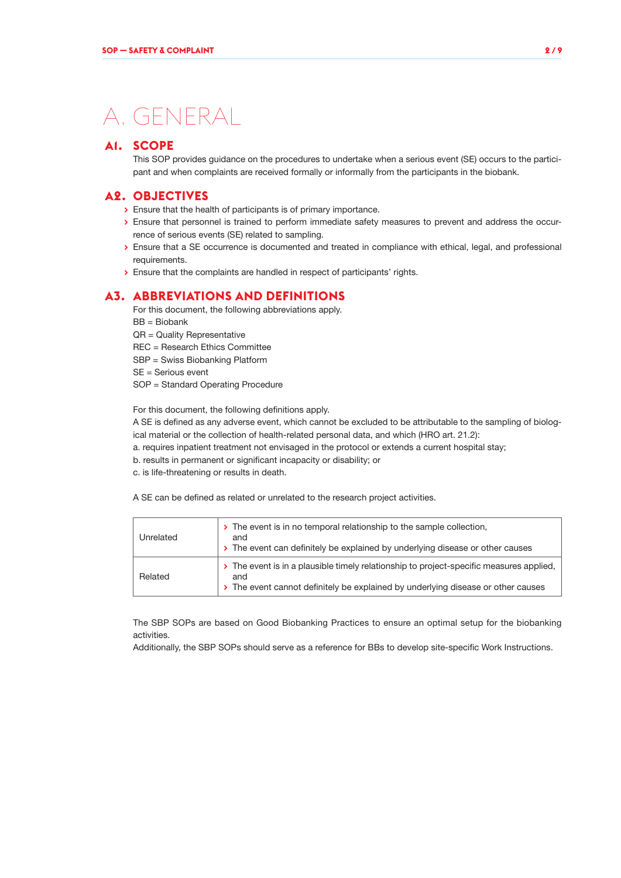# A. GENERAL

## A1. SCOPE

This SOP provides guidance on the procedures to undertake when a serious event (SE) occurs to the participant and when complaints are received formally or informally from the participants in the biobank.

## A2. OBJECTIVES

- Ensure that the health of participants is of primary importance.
- Ensure that personnel is trained to perform immediate safety measures to prevent and address the occurrence of serious events (SE) related to sampling.
- Ensure that a SE occurrence is documented and treated in compliance with ethical, legal, and professional requirements.
- Ensure that the complaints are handled in respect of participants' rights.

## A3. ABBREVIATIONS AND DEFINITIONS

For this document, the following abbreviations apply.
BB = Biobank
QR = Quality Representative
REC = Research Ethics Committee
SBP = Swiss Biobanking Platform
SE = Serious event
SOP = Standard Operating Procedure

For this document, the following definitions apply.
A SE is defined as any adverse event, which cannot be excluded to be attributable to the sampling of biological material or the collection of health-related personal data, and which (HRO art. 21.2):
a. requires inpatient treatment not envisaged in the protocol or extends a current hospital stay;
b. results in permanent or significant incapacity or disability; or
c. is life-threatening or results in death.

A SE can be defined as related or unrelated to the research project activities.

| | |
|---|---|
| Unrelated | › The event is in no temporal relationship to the sample collection, and<br>› The event can definitely be explained by underlying disease or other causes |
| Related | › The event is in a plausible timely relationship to project-specific measures applied, and<br>› The event cannot definitely be explained by underlying disease or other causes |

The SBP SOPs are based on Good Biobanking Practices to ensure an optimal setup for the biobanking activities.
Additionally, the SBP SOPs should serve as a reference for BBs to develop site-specific Work Instructions.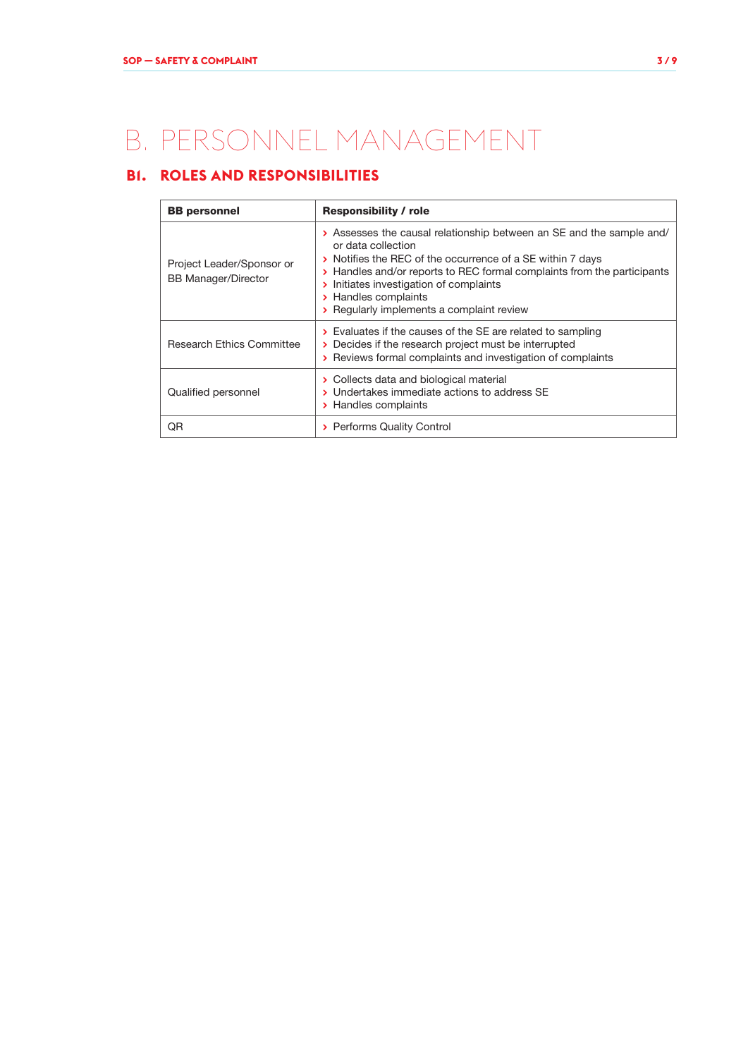# B. PERSONNEL MANAGEMENT

## B1. ROLES AND RESPONSIBILITIES

| BB personnel | Responsibility / role |
|---|---|
| Project Leader/Sponsor or BB Manager/Director | › Assesses the causal relationship between an SE and the sample and/or data collection<br>› Notifies the REC of the occurrence of a SE within 7 days<br>› Handles and/or reports to REC formal complaints from the participants<br>› Initiates investigation of complaints<br>› Handles complaints<br>› Regularly implements a complaint review |
| Research Ethics Committee | › Evaluates if the causes of the SE are related to sampling<br>› Decides if the research project must be interrupted<br>› Reviews formal complaints and investigation of complaints |
| Qualified personnel | › Collects data and biological material<br>› Undertakes immediate actions to address SE<br>› Handles complaints |
| QR | › Performs Quality Control |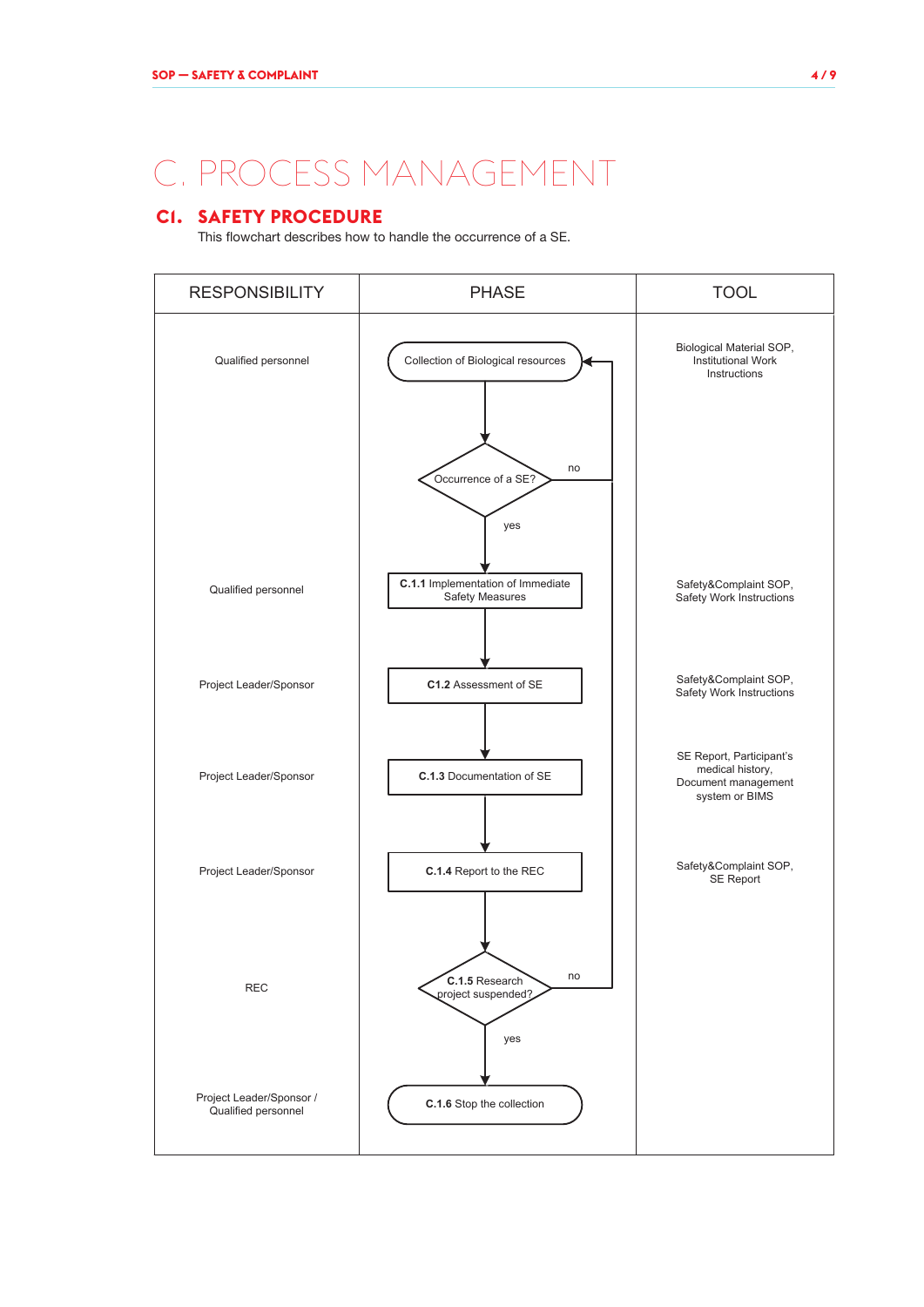# C. PROCESS MANAGEMENT

## C1. SAFETY PROCEDURE

This flowchart describes how to handle the occurrence of a SE.

| RESPONSIBILITY | PHASE | TOOL |
|---|---|---|
| Qualified personnel | Collection of Biological resources | Biological Material SOP, Institutional Work Instructions |
| | Occurrence of a SE? (no → back to Collection of Biological resources; yes → continue) | |
| Qualified personnel | **C.1.1** Implementation of Immediate Safety Measures | Safety&Complaint SOP, Safety Work Instructions |
| Project Leader/Sponsor | **C1.2** Assessment of SE | Safety&Complaint SOP, Safety Work Instructions |
| Project Leader/Sponsor | **C.1.3** Documentation of SE | SE Report, Participant's medical history, Document management system or BIMS |
| Project Leader/Sponsor | **C.1.4** Report to the REC | Safety&Complaint SOP, SE Report |
| REC | **C.1.5** Research project suspended? (no → back to Collection of Biological resources; yes → continue) | |
| Project Leader/Sponsor / Qualified personnel | **C.1.6** Stop the collection | |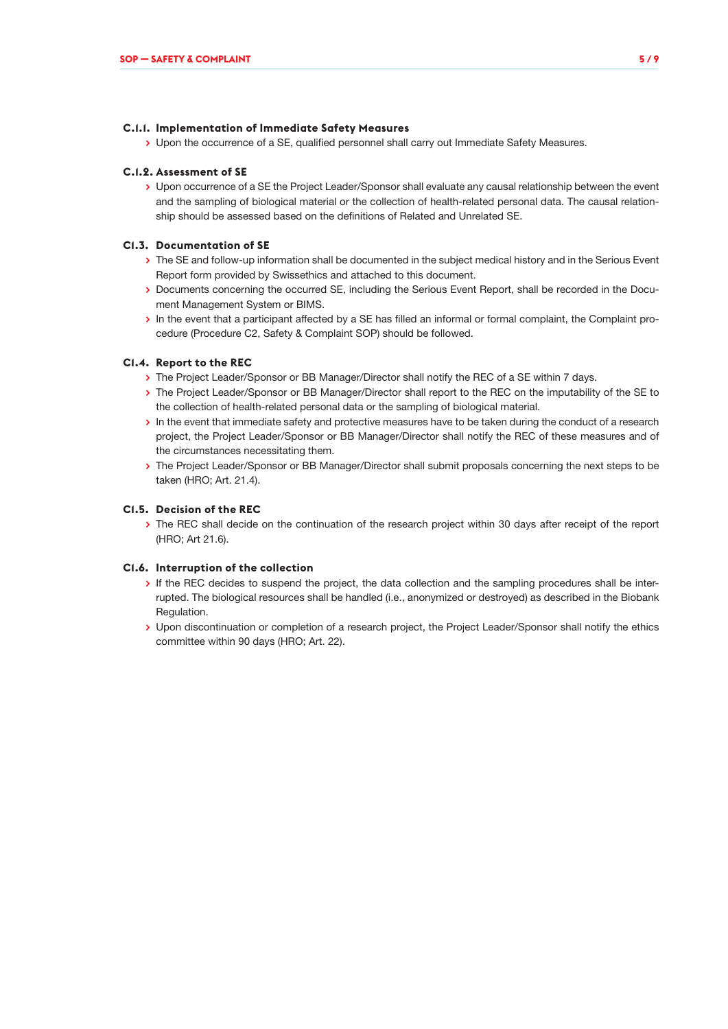#### C.1.1. Implementation of Immediate Safety Measures

- Upon the occurrence of a SE, qualified personnel shall carry out Immediate Safety Measures.

#### C.1.2. Assessment of SE

- Upon occurrence of a SE the Project Leader/Sponsor shall evaluate any causal relationship between the event and the sampling of biological material or the collection of health-related personal data. The causal relationship should be assessed based on the definitions of Related and Unrelated SE.

#### C1.3. Documentation of SE

- The SE and follow-up information shall be documented in the subject medical history and in the Serious Event Report form provided by Swissethics and attached to this document.
- Documents concerning the occurred SE, including the Serious Event Report, shall be recorded in the Document Management System or BIMS.
- In the event that a participant affected by a SE has filled an informal or formal complaint, the Complaint procedure (Procedure C2, Safety & Complaint SOP) should be followed.

#### C1.4. Report to the REC

- The Project Leader/Sponsor or BB Manager/Director shall notify the REC of a SE within 7 days.
- The Project Leader/Sponsor or BB Manager/Director shall report to the REC on the imputability of the SE to the collection of health-related personal data or the sampling of biological material.
- In the event that immediate safety and protective measures have to be taken during the conduct of a research project, the Project Leader/Sponsor or BB Manager/Director shall notify the REC of these measures and of the circumstances necessitating them.
- The Project Leader/Sponsor or BB Manager/Director shall submit proposals concerning the next steps to be taken (HRO; Art. 21.4).

#### C1.5. Decision of the REC

- The REC shall decide on the continuation of the research project within 30 days after receipt of the report (HRO; Art 21.6).

#### C1.6. Interruption of the collection

- If the REC decides to suspend the project, the data collection and the sampling procedures shall be interrupted. The biological resources shall be handled (i.e., anonymized or destroyed) as described in the Biobank Regulation.
- Upon discontinuation or completion of a research project, the Project Leader/Sponsor shall notify the ethics committee within 90 days (HRO; Art. 22).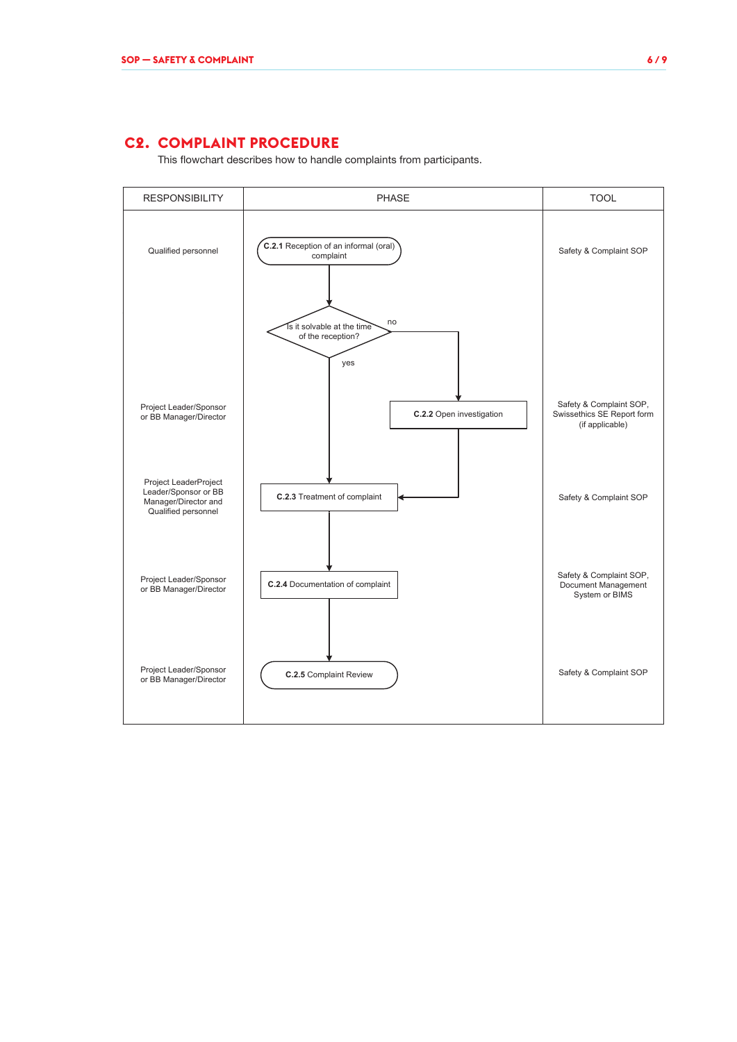## C2. COMPLAINT PROCEDURE

This flowchart describes how to handle complaints from participants.

| RESPONSIBILITY | PHASE | TOOL |
| --- | --- | --- |
| Qualified personnel | **C.2.1** Reception of an informal (oral) complaint | Safety & Complaint SOP |
| | Is it solvable at the time of the reception? (yes → C.2.3; no → C.2.2) | |
| Project Leader/Sponsor or BB Manager/Director | **C.2.2** Open investigation | Safety & Complaint SOP, Swissethics SE Report form (if applicable) |
| Project LeaderProject Leader/Sponsor or BB Manager/Director and Qualified personnel | **C.2.3** Treatment of complaint | Safety & Complaint SOP |
| Project Leader/Sponsor or BB Manager/Director | **C.2.4** Documentation of complaint | Safety & Complaint SOP, Document Management System or BIMS |
| Project Leader/Sponsor or BB Manager/Director | **C.2.5** Complaint Review | Safety & Complaint SOP |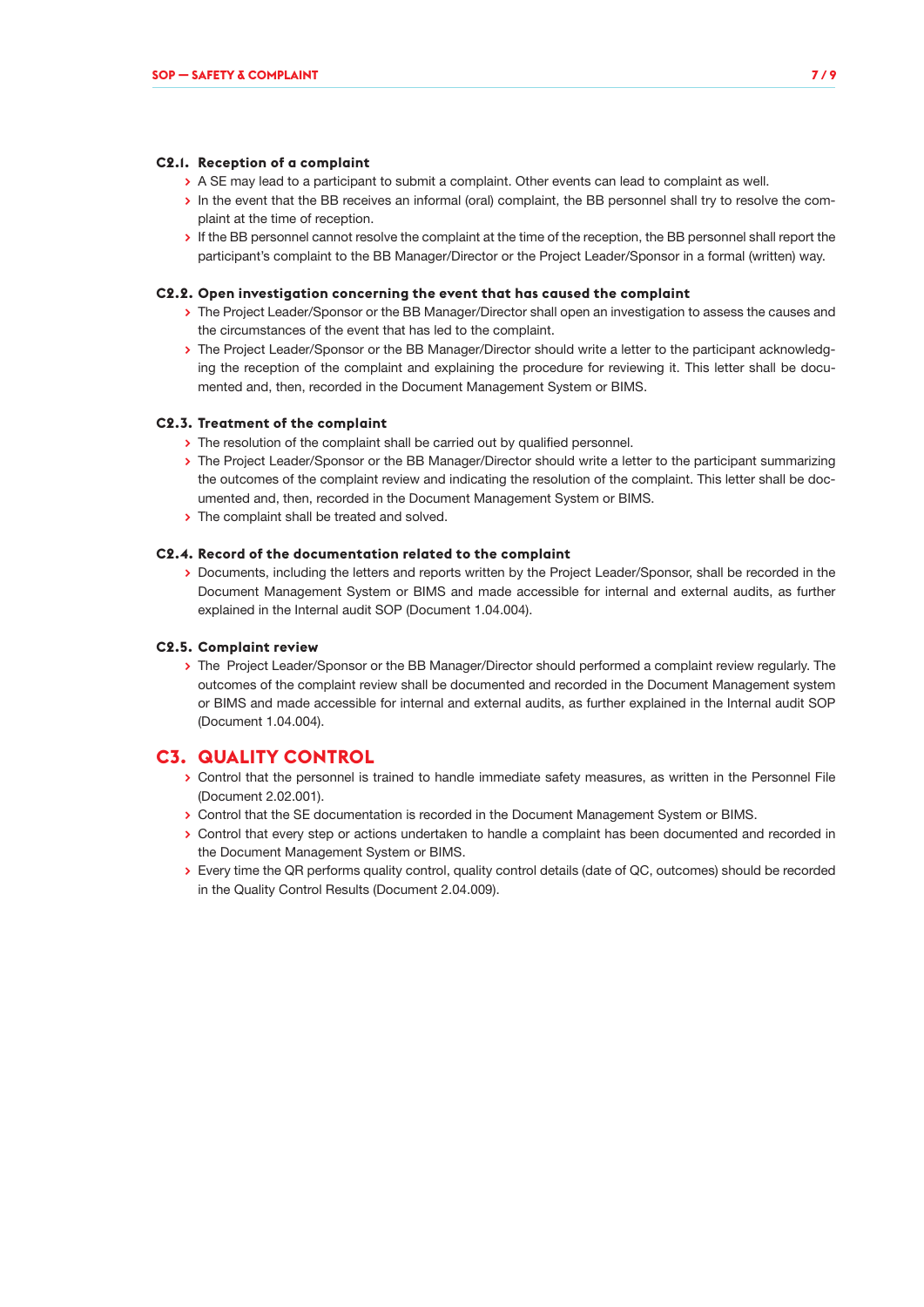### C2.1. Reception of a complaint

- A SE may lead to a participant to submit a complaint. Other events can lead to complaint as well.
- In the event that the BB receives an informal (oral) complaint, the BB personnel shall try to resolve the complaint at the time of reception.
- If the BB personnel cannot resolve the complaint at the time of the reception, the BB personnel shall report the participant's complaint to the BB Manager/Director or the Project Leader/Sponsor in a formal (written) way.

### C2.2. Open investigation concerning the event that has caused the complaint

- The Project Leader/Sponsor or the BB Manager/Director shall open an investigation to assess the causes and the circumstances of the event that has led to the complaint.
- The Project Leader/Sponsor or the BB Manager/Director should write a letter to the participant acknowledging the reception of the complaint and explaining the procedure for reviewing it. This letter shall be documented and, then, recorded in the Document Management System or BIMS.

### C2.3. Treatment of the complaint

- The resolution of the complaint shall be carried out by qualified personnel.
- The Project Leader/Sponsor or the BB Manager/Director should write a letter to the participant summarizing the outcomes of the complaint review and indicating the resolution of the complaint. This letter shall be documented and, then, recorded in the Document Management System or BIMS.
- The complaint shall be treated and solved.

### C2.4. Record of the documentation related to the complaint

- Documents, including the letters and reports written by the Project Leader/Sponsor, shall be recorded in the Document Management System or BIMS and made accessible for internal and external audits, as further explained in the Internal audit SOP (Document 1.04.004).

### C2.5. Complaint review

- The Project Leader/Sponsor or the BB Manager/Director should performed a complaint review regularly. The outcomes of the complaint review shall be documented and recorded in the Document Management system or BIMS and made accessible for internal and external audits, as further explained in the Internal audit SOP (Document 1.04.004).

## C3. QUALITY CONTROL

- Control that the personnel is trained to handle immediate safety measures, as written in the Personnel File (Document 2.02.001).
- Control that the SE documentation is recorded in the Document Management System or BIMS.
- Control that every step or actions undertaken to handle a complaint has been documented and recorded in the Document Management System or BIMS.
- Every time the QR performs quality control, quality control details (date of QC, outcomes) should be recorded in the Quality Control Results (Document 2.04.009).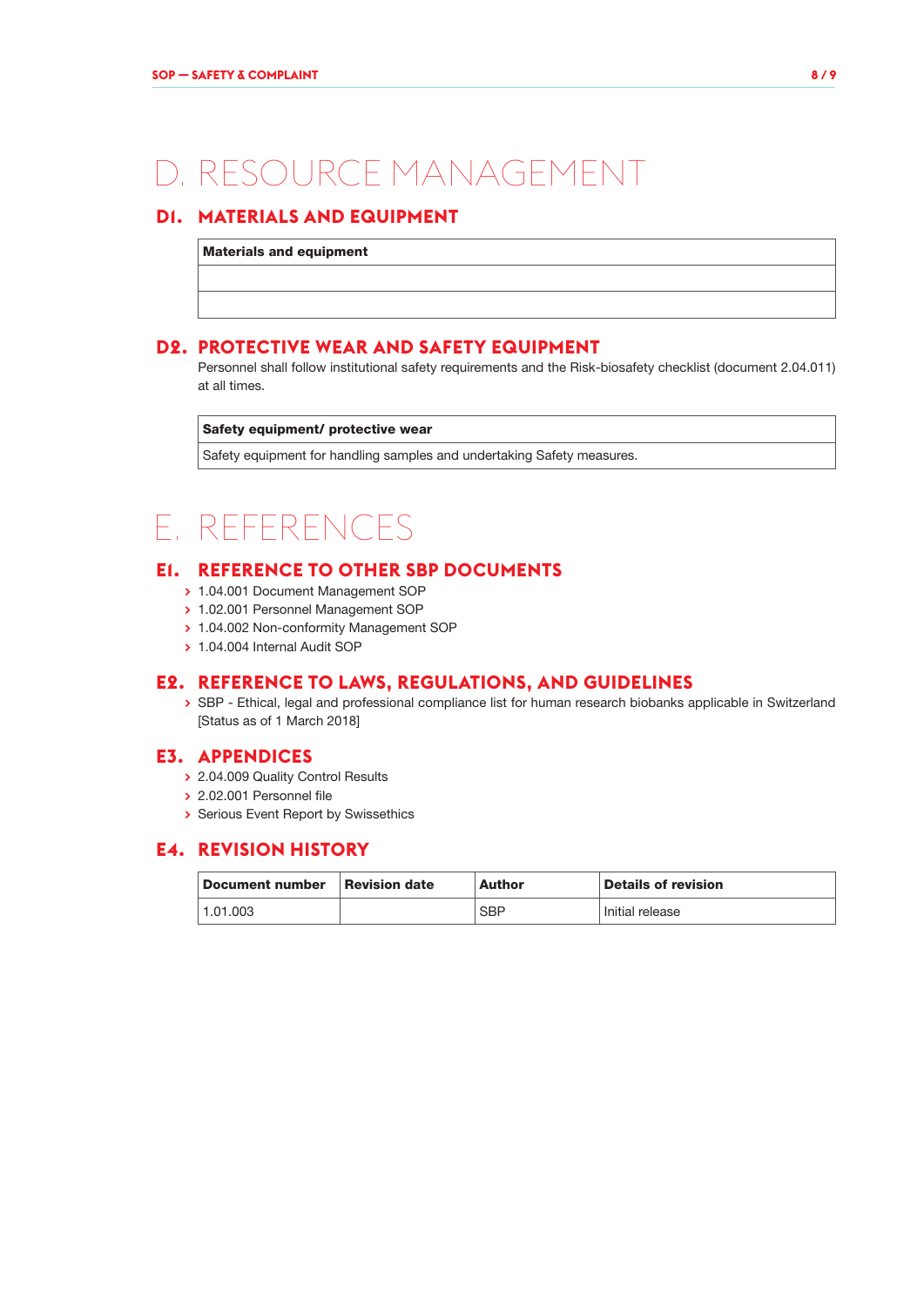# D. RESOURCE MANAGEMENT

## D1. MATERIALS AND EQUIPMENT

| Materials and equipment |
| --- |
| |
| |

## D2. PROTECTIVE WEAR AND SAFETY EQUIPMENT

Personnel shall follow institutional safety requirements and the Risk-biosafety checklist (document 2.04.011) at all times.

| Safety equipment/ protective wear |
| --- |
| Safety equipment for handling samples and undertaking Safety measures. |

# E. REFERENCES

## E1. REFERENCE TO OTHER SBP DOCUMENTS

- 1.04.001 Document Management SOP
- 1.02.001 Personnel Management SOP
- 1.04.002 Non-conformity Management SOP
- 1.04.004 Internal Audit SOP

## E2. REFERENCE TO LAWS, REGULATIONS, AND GUIDELINES

- SBP - Ethical, legal and professional compliance list for human research biobanks applicable in Switzerland [Status as of 1 March 2018]

## E3. APPENDICES

- 2.04.009 Quality Control Results
- 2.02.001 Personnel file
- Serious Event Report by Swissethics

## E4. REVISION HISTORY

| Document number | Revision date | Author | Details of revision |
| --- | --- | --- | --- |
| 1.01.003 | | SBP | Initial release |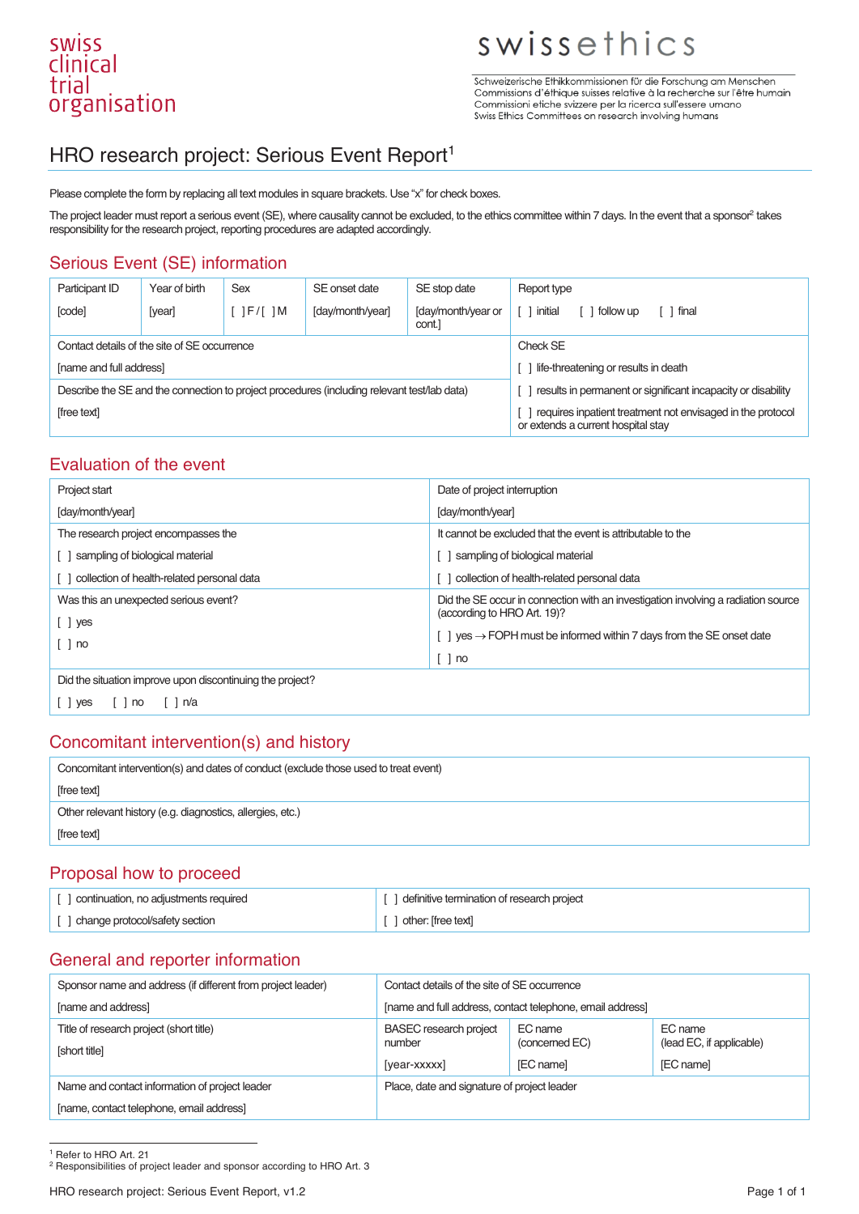swiss clinical trial organisation

swissethics

Schweizerische Ethikkommissionen für die Forschung am Menschen
Commissions d'éthique suisses relative à la recherche sur l'être humain
Commissioni etiche svizzere per la ricerca sull'essere umano
Swiss Ethics Committees on research involving humans

# HRO research project: Serious Event Report[1]

Please complete the form by replacing all text modules in square brackets. Use "x" for check boxes.

The project leader must report a serious event (SE), where causality cannot be excluded, to the ethics committee within 7 days. In the event that a sponsor[2] takes responsibility for the research project, reporting procedures are adapted accordingly.

## Serious Event (SE) information

| | | | | | |
|---|---|---|---|---|---|
| Participant ID<br>[code] | Year of birth<br>[year] | Sex<br>[ ] F / [ ] M | SE onset date<br>[day/month/year] | SE stop date<br>[day/month/year or cont.] | Report type<br>[ ] initial [ ] follow up [ ] final |
| Contact details of the site of SE occurrence<br>[name and full address] | | | | | Check SE<br>[ ] life-threatening or results in death<br>[ ] results in permanent or significant incapacity or disability<br>[ ] requires inpatient treatment not envisaged in the protocol or extends a current hospital stay |
| Describe the SE and the connection to project procedures (including relevant test/lab data)<br>[free text] | | | | | |

## Evaluation of the event

| | |
|---|---|
| Project start<br>[day/month/year] | Date of project interruption<br>[day/month/year] |
| The research project encompasses the<br>[ ] sampling of biological material<br>[ ] collection of health-related personal data | It cannot be excluded that the event is attributable to the<br>[ ] sampling of biological material<br>[ ] collection of health-related personal data |
| Was this an unexpected serious event?<br>[ ] yes<br>[ ] no | Did the SE occur in connection with an investigation involving a radiation source (according to HRO Art. 19)?<br>[ ] yes → FOPH must be informed within 7 days from the SE onset date<br>[ ] no |
| Did the situation improve upon discontinuing the project?<br>[ ] yes [ ] no [ ] n/a | |

## Concomitant intervention(s) and history

| |
|---|
| Concomitant intervention(s) and dates of conduct (exclude those used to treat event)<br>[free text] |
| Other relevant history (e.g. diagnostics, allergies, etc.)<br>[free text] |

## Proposal how to proceed

| | |
|---|---|
| [ ] continuation, no adjustments required | [ ] definitive termination of research project |
| [ ] change protocol/safety section | [ ] other: [free text] |

## General and reporter information

| | | | |
|---|---|---|---|
| Sponsor name and address (if different from project leader)<br>[name and address] | Contact details of the site of SE occurrence<br>[name and full address, contact telephone, email address] | | |
| Title of research project (short title)<br>[short title] | BASEC research project number<br>[year-xxxxx] | EC name (concerned EC)<br>[EC name] | EC name (lead EC, if applicable)<br>[EC name] |
| Name and contact information of project leader<br>[name, contact telephone, email address] | Place, date and signature of project leader | | |

[1] Refer to HRO Art. 21
[2] Responsibilities of project leader and sponsor according to HRO Art. 3

HRO research project: Serious Event Report, v1.2